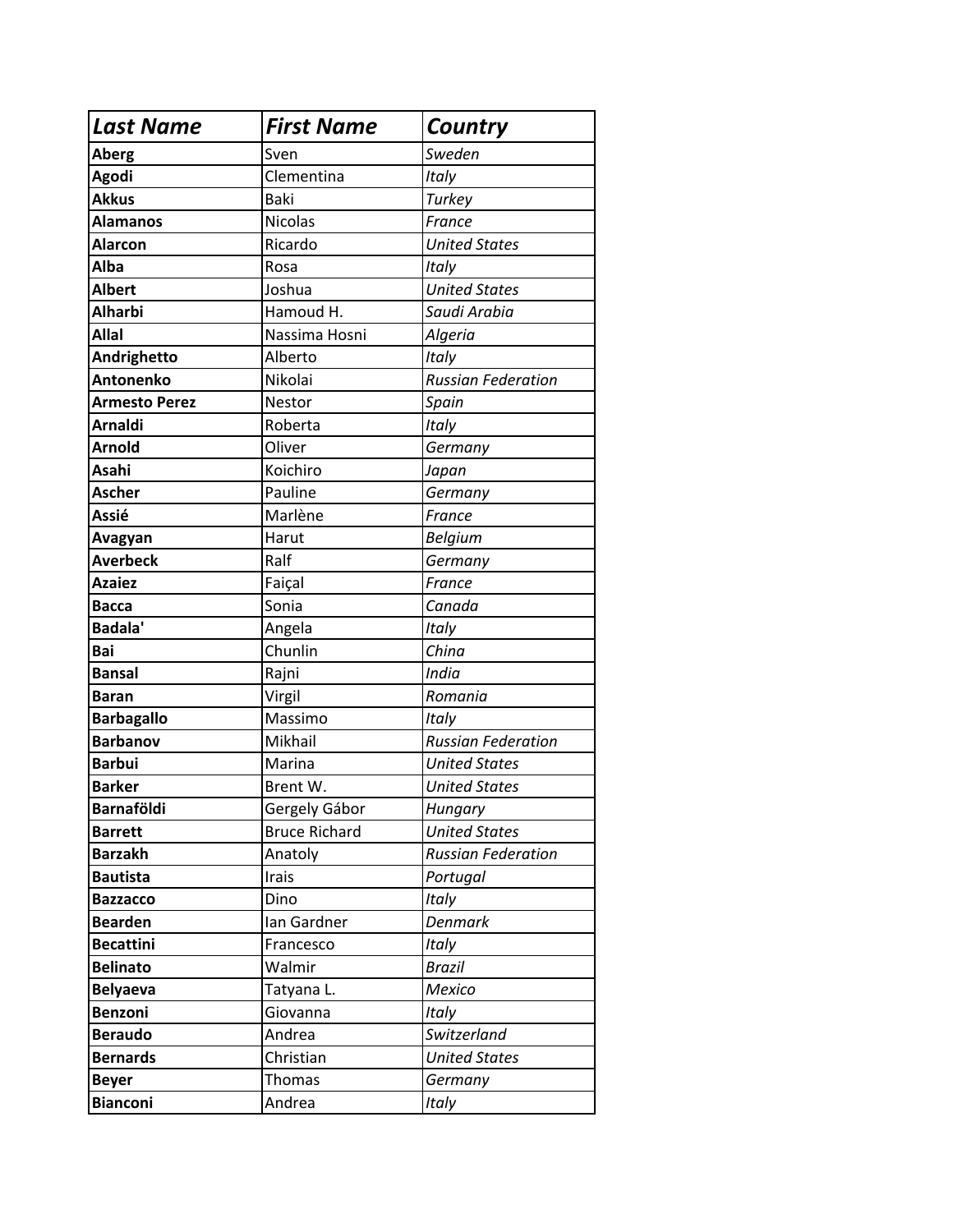| ***Last Name*** | ***First Name*** | ***Country*** |
|---|---|---|
| **Aberg** | Sven | *Sweden* |
| **Agodi** | Clementina | *Italy* |
| **Akkus** | Baki | *Turkey* |
| **Alamanos** | Nicolas | *France* |
| **Alarcon** | Ricardo | *United States* |
| **Alba** | Rosa | *Italy* |
| **Albert** | Joshua | *United States* |
| **Alharbi** | Hamoud H. | *Saudi Arabia* |
| **Allal** | Nassima Hosni | *Algeria* |
| **Andrighetto** | Alberto | *Italy* |
| **Antonenko** | Nikolai | *Russian Federation* |
| **Armesto Perez** | Nestor | *Spain* |
| **Arnaldi** | Roberta | *Italy* |
| **Arnold** | Oliver | *Germany* |
| **Asahi** | Koichiro | *Japan* |
| **Ascher** | Pauline | *Germany* |
| **Assié** | Marlène | *France* |
| **Avagyan** | Harut | *Belgium* |
| **Averbeck** | Ralf | *Germany* |
| **Azaiez** | Faiçal | *France* |
| **Bacca** | Sonia | *Canada* |
| **Badala'** | Angela | *Italy* |
| **Bai** | Chunlin | *China* |
| **Bansal** | Rajni | *India* |
| **Baran** | Virgil | *Romania* |
| **Barbagallo** | Massimo | *Italy* |
| **Barbanov** | Mikhail | *Russian Federation* |
| **Barbui** | Marina | *United States* |
| **Barker** | Brent W. | *United States* |
| **Barnaföldi** | Gergely Gábor | *Hungary* |
| **Barrett** | Bruce Richard | *United States* |
| **Barzakh** | Anatoly | *Russian Federation* |
| **Bautista** | Irais | *Portugal* |
| **Bazzacco** | Dino | *Italy* |
| **Bearden** | Ian Gardner | *Denmark* |
| **Becattini** | Francesco | *Italy* |
| **Belinato** | Walmir | *Brazil* |
| **Belyaeva** | Tatyana L. | *Mexico* |
| **Benzoni** | Giovanna | *Italy* |
| **Beraudo** | Andrea | *Switzerland* |
| **Bernards** | Christian | *United States* |
| **Beyer** | Thomas | *Germany* |
| **Bianconi** | Andrea | *Italy* |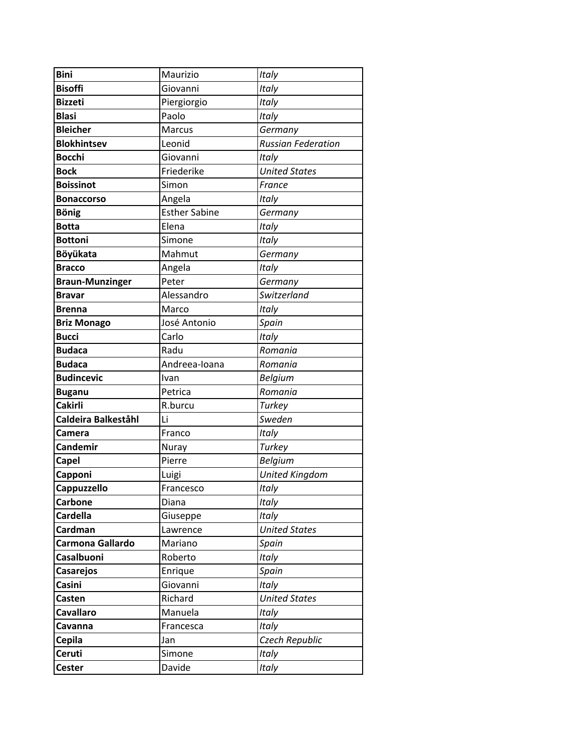| **Bini** | Maurizio | *Italy* |
|---|---|---|
| **Bisoffi** | Giovanni | *Italy* |
| **Bizzeti** | Piergiorgio | *Italy* |
| **Blasi** | Paolo | *Italy* |
| **Bleicher** | Marcus | *Germany* |
| **Blokhintsev** | Leonid | *Russian Federation* |
| **Bocchi** | Giovanni | *Italy* |
| **Bock** | Friederike | *United States* |
| **Boissinot** | Simon | *France* |
| **Bonaccorso** | Angela | *Italy* |
| **Bönig** | Esther Sabine | *Germany* |
| **Botta** | Elena | *Italy* |
| **Bottoni** | Simone | *Italy* |
| **Böyükata** | Mahmut | *Germany* |
| **Bracco** | Angela | *Italy* |
| **Braun-Munzinger** | Peter | *Germany* |
| **Bravar** | Alessandro | *Switzerland* |
| **Brenna** | Marco | *Italy* |
| **Briz Monago** | José Antonio | *Spain* |
| **Bucci** | Carlo | *Italy* |
| **Budaca** | Radu | *Romania* |
| **Budaca** | Andreea-Ioana | *Romania* |
| **Budincevic** | Ivan | *Belgium* |
| **Buganu** | Petrica | *Romania* |
| **Cakirli** | R.burcu | *Turkey* |
| **Caldeira Balkeståhl** | Li | *Sweden* |
| **Camera** | Franco | *Italy* |
| **Candemir** | Nuray | *Turkey* |
| **Capel** | Pierre | *Belgium* |
| **Capponi** | Luigi | *United Kingdom* |
| **Cappuzzello** | Francesco | *Italy* |
| **Carbone** | Diana | *Italy* |
| **Cardella** | Giuseppe | *Italy* |
| **Cardman** | Lawrence | *United States* |
| **Carmona Gallardo** | Mariano | *Spain* |
| **Casalbuoni** | Roberto | *Italy* |
| **Casarejos** | Enrique | *Spain* |
| **Casini** | Giovanni | *Italy* |
| **Casten** | Richard | *United States* |
| **Cavallaro** | Manuela | *Italy* |
| **Cavanna** | Francesca | *Italy* |
| **Cepila** | Jan | *Czech Republic* |
| **Ceruti** | Simone | *Italy* |
| **Cester** | Davide | *Italy* |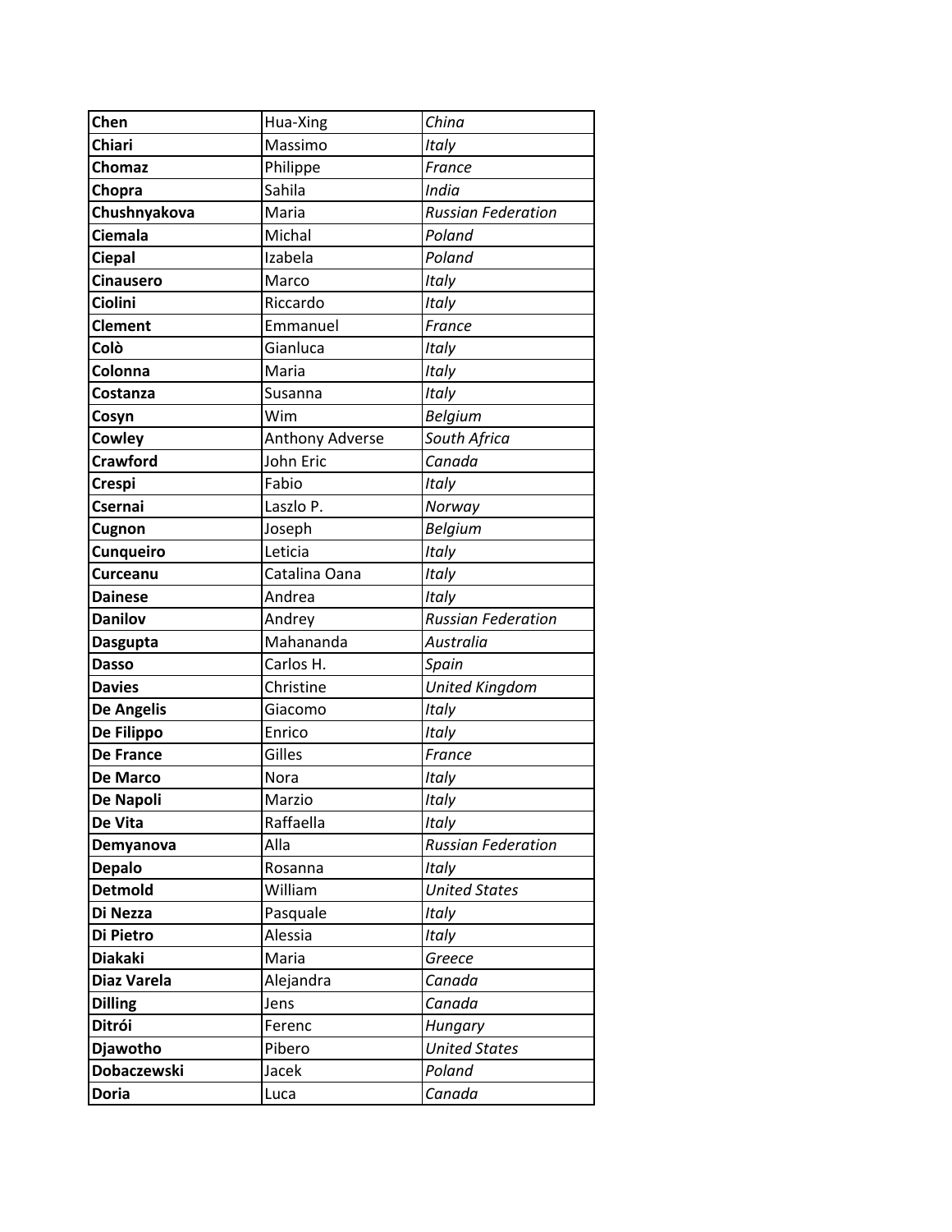| | | |
|---|---|---|
| **Chen** | Hua-Xing | *China* |
| **Chiari** | Massimo | *Italy* |
| **Chomaz** | Philippe | *France* |
| **Chopra** | Sahila | *India* |
| **Chushnyakova** | Maria | *Russian Federation* |
| **Ciemala** | Michal | *Poland* |
| **Ciepal** | Izabela | *Poland* |
| **Cinausero** | Marco | *Italy* |
| **Ciolini** | Riccardo | *Italy* |
| **Clement** | Emmanuel | *France* |
| **Colò** | Gianluca | *Italy* |
| **Colonna** | Maria | *Italy* |
| **Costanza** | Susanna | *Italy* |
| **Cosyn** | Wim | *Belgium* |
| **Cowley** | Anthony Adverse | *South Africa* |
| **Crawford** | John Eric | *Canada* |
| **Crespi** | Fabio | *Italy* |
| **Csernai** | Laszlo P. | *Norway* |
| **Cugnon** | Joseph | *Belgium* |
| **Cunqueiro** | Leticia | *Italy* |
| **Curceanu** | Catalina Oana | *Italy* |
| **Dainese** | Andrea | *Italy* |
| **Danilov** | Andrey | *Russian Federation* |
| **Dasgupta** | Mahananda | *Australia* |
| **Dasso** | Carlos H. | *Spain* |
| **Davies** | Christine | *United Kingdom* |
| **De Angelis** | Giacomo | *Italy* |
| **De Filippo** | Enrico | *Italy* |
| **De France** | Gilles | *France* |
| **De Marco** | Nora | *Italy* |
| **De Napoli** | Marzio | *Italy* |
| **De Vita** | Raffaella | *Italy* |
| **Demyanova** | Alla | *Russian Federation* |
| **Depalo** | Rosanna | *Italy* |
| **Detmold** | William | *United States* |
| **Di Nezza** | Pasquale | *Italy* |
| **Di Pietro** | Alessia | *Italy* |
| **Diakaki** | Maria | *Greece* |
| **Diaz Varela** | Alejandra | *Canada* |
| **Dilling** | Jens | *Canada* |
| **Ditrói** | Ferenc | *Hungary* |
| **Djawotho** | Pibero | *United States* |
| **Dobaczewski** | Jacek | *Poland* |
| **Doria** | Luca | *Canada* |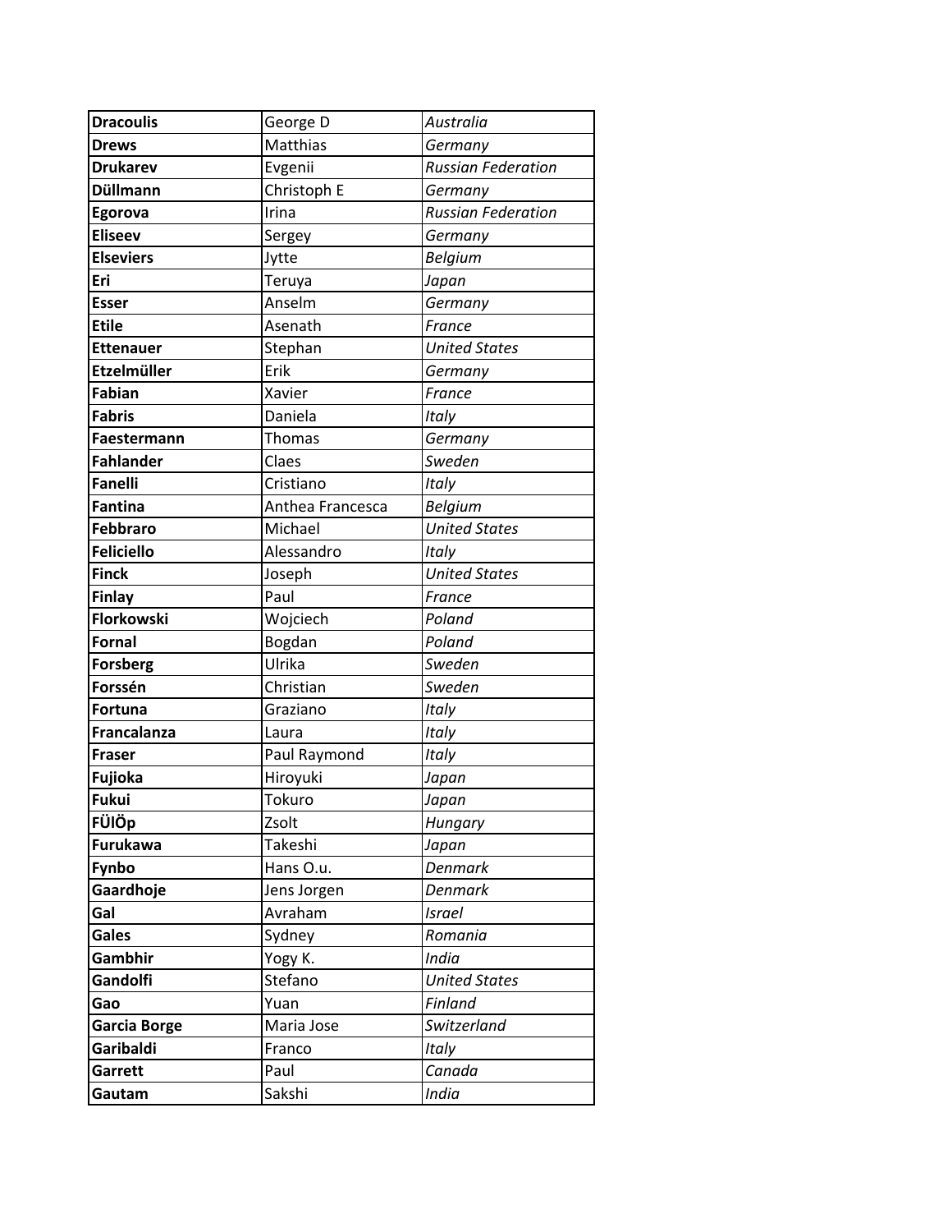| **Dracoulis** | George D | *Australia* |
|---|---|---|
| **Drews** | Matthias | *Germany* |
| **Drukarev** | Evgenii | *Russian Federation* |
| **Düllmann** | Christoph E | *Germany* |
| **Egorova** | Irina | *Russian Federation* |
| **Eliseev** | Sergey | *Germany* |
| **Elseviers** | Jytte | *Belgium* |
| **Eri** | Teruya | *Japan* |
| **Esser** | Anselm | *Germany* |
| **Etile** | Asenath | *France* |
| **Ettenauer** | Stephan | *United States* |
| **Etzelmüller** | Erik | *Germany* |
| **Fabian** | Xavier | *France* |
| **Fabris** | Daniela | *Italy* |
| **Faestermann** | Thomas | *Germany* |
| **Fahlander** | Claes | *Sweden* |
| **Fanelli** | Cristiano | *Italy* |
| **Fantina** | Anthea Francesca | *Belgium* |
| **Febbraro** | Michael | *United States* |
| **Feliciello** | Alessandro | *Italy* |
| **Finck** | Joseph | *United States* |
| **Finlay** | Paul | *France* |
| **Florkowski** | Wojciech | *Poland* |
| **Fornal** | Bogdan | *Poland* |
| **Forsberg** | Ulrika | *Sweden* |
| **Forssén** | Christian | *Sweden* |
| **Fortuna** | Graziano | *Italy* |
| **Francalanza** | Laura | *Italy* |
| **Fraser** | Paul Raymond | *Italy* |
| **Fujioka** | Hiroyuki | *Japan* |
| **Fukui** | Tokuro | *Japan* |
| **FÜlÖp** | Zsolt | *Hungary* |
| **Furukawa** | Takeshi | *Japan* |
| **Fynbo** | Hans O.u. | *Denmark* |
| **Gaardhoje** | Jens Jorgen | *Denmark* |
| **Gal** | Avraham | *Israel* |
| **Gales** | Sydney | *Romania* |
| **Gambhir** | Yogy K. | *India* |
| **Gandolfi** | Stefano | *United States* |
| **Gao** | Yuan | *Finland* |
| **Garcia Borge** | Maria Jose | *Switzerland* |
| **Garibaldi** | Franco | *Italy* |
| **Garrett** | Paul | *Canada* |
| **Gautam** | Sakshi | *India* |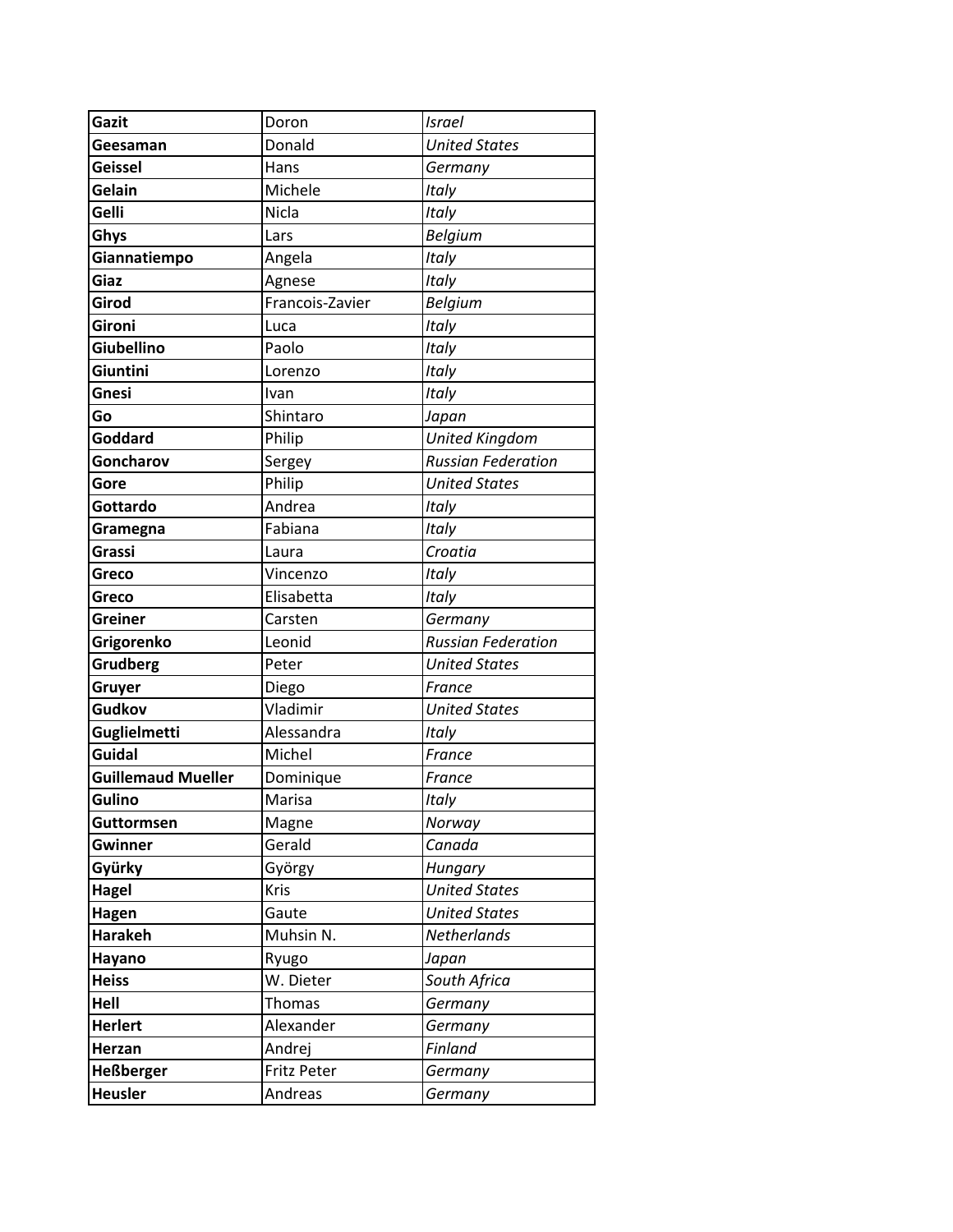| | | |
|---|---|---|
| **Gazit** | Doron | *Israel* |
| **Geesaman** | Donald | *United States* |
| **Geissel** | Hans | *Germany* |
| **Gelain** | Michele | *Italy* |
| **Gelli** | Nicla | *Italy* |
| **Ghys** | Lars | *Belgium* |
| **Giannatiempo** | Angela | *Italy* |
| **Giaz** | Agnese | *Italy* |
| **Girod** | Francois-Zavier | *Belgium* |
| **Gironi** | Luca | *Italy* |
| **Giubellino** | Paolo | *Italy* |
| **Giuntini** | Lorenzo | *Italy* |
| **Gnesi** | Ivan | *Italy* |
| **Go** | Shintaro | *Japan* |
| **Goddard** | Philip | *United Kingdom* |
| **Goncharov** | Sergey | *Russian Federation* |
| **Gore** | Philip | *United States* |
| **Gottardo** | Andrea | *Italy* |
| **Gramegna** | Fabiana | *Italy* |
| **Grassi** | Laura | *Croatia* |
| **Greco** | Vincenzo | *Italy* |
| **Greco** | Elisabetta | *Italy* |
| **Greiner** | Carsten | *Germany* |
| **Grigorenko** | Leonid | *Russian Federation* |
| **Grudberg** | Peter | *United States* |
| **Gruyer** | Diego | *France* |
| **Gudkov** | Vladimir | *United States* |
| **Guglielmetti** | Alessandra | *Italy* |
| **Guidal** | Michel | *France* |
| **Guillemaud Mueller** | Dominique | *France* |
| **Gulino** | Marisa | *Italy* |
| **Guttormsen** | Magne | *Norway* |
| **Gwinner** | Gerald | *Canada* |
| **Gyürky** | György | *Hungary* |
| **Hagel** | Kris | *United States* |
| **Hagen** | Gaute | *United States* |
| **Harakeh** | Muhsin N. | *Netherlands* |
| **Hayano** | Ryugo | *Japan* |
| **Heiss** | W. Dieter | *South Africa* |
| **Hell** | Thomas | *Germany* |
| **Herlert** | Alexander | *Germany* |
| **Herzan** | Andrej | *Finland* |
| **Heßberger** | Fritz Peter | *Germany* |
| **Heusler** | Andreas | *Germany* |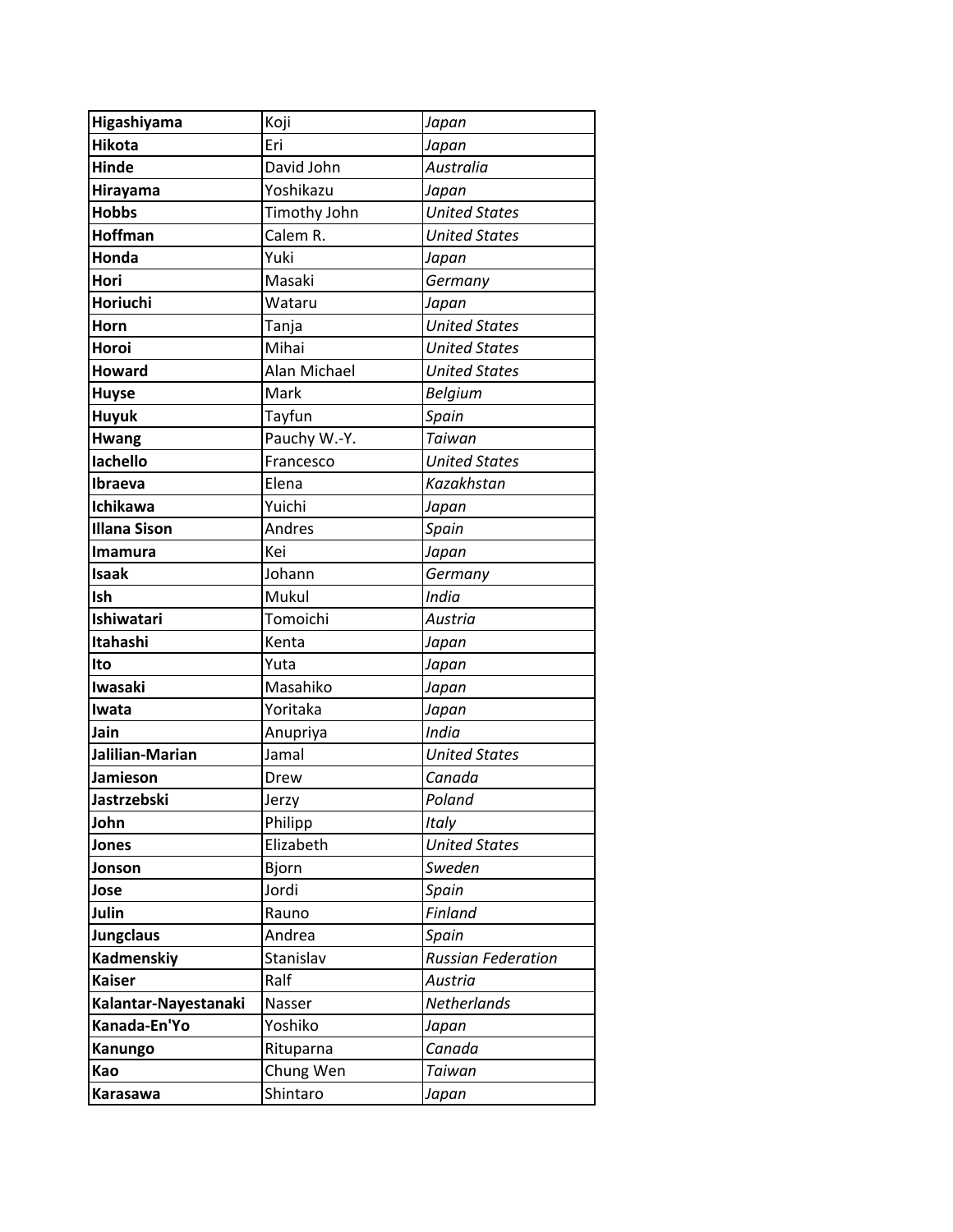| **Higashiyama** | Koji | *Japan* |
|---|---|---|
| **Hikota** | Eri | *Japan* |
| **Hinde** | David John | *Australia* |
| **Hirayama** | Yoshikazu | *Japan* |
| **Hobbs** | Timothy John | *United States* |
| **Hoffman** | Calem R. | *United States* |
| **Honda** | Yuki | *Japan* |
| **Hori** | Masaki | *Germany* |
| **Horiuchi** | Wataru | *Japan* |
| **Horn** | Tanja | *United States* |
| **Horoi** | Mihai | *United States* |
| **Howard** | Alan Michael | *United States* |
| **Huyse** | Mark | *Belgium* |
| **Huyuk** | Tayfun | *Spain* |
| **Hwang** | Pauchy W.-Y. | *Taiwan* |
| **Iachello** | Francesco | *United States* |
| **Ibraeva** | Elena | *Kazakhstan* |
| **Ichikawa** | Yuichi | *Japan* |
| **Illana Sison** | Andres | *Spain* |
| **Imamura** | Kei | *Japan* |
| **Isaak** | Johann | *Germany* |
| **Ish** | Mukul | *India* |
| **Ishiwatari** | Tomoichi | *Austria* |
| **Itahashi** | Kenta | *Japan* |
| **Ito** | Yuta | *Japan* |
| **Iwasaki** | Masahiko | *Japan* |
| **Iwata** | Yoritaka | *Japan* |
| **Jain** | Anupriya | *India* |
| **Jalilian-Marian** | Jamal | *United States* |
| **Jamieson** | Drew | *Canada* |
| **Jastrzebski** | Jerzy | *Poland* |
| **John** | Philipp | *Italy* |
| **Jones** | Elizabeth | *United States* |
| **Jonson** | Bjorn | *Sweden* |
| **Jose** | Jordi | *Spain* |
| **Julin** | Rauno | *Finland* |
| **Jungclaus** | Andrea | *Spain* |
| **Kadmenskiy** | Stanislav | *Russian Federation* |
| **Kaiser** | Ralf | *Austria* |
| **Kalantar-Nayestanaki** | Nasser | *Netherlands* |
| **Kanada-En'Yo** | Yoshiko | *Japan* |
| **Kanungo** | Rituparna | *Canada* |
| **Kao** | Chung Wen | *Taiwan* |
| **Karasawa** | Shintaro | *Japan* |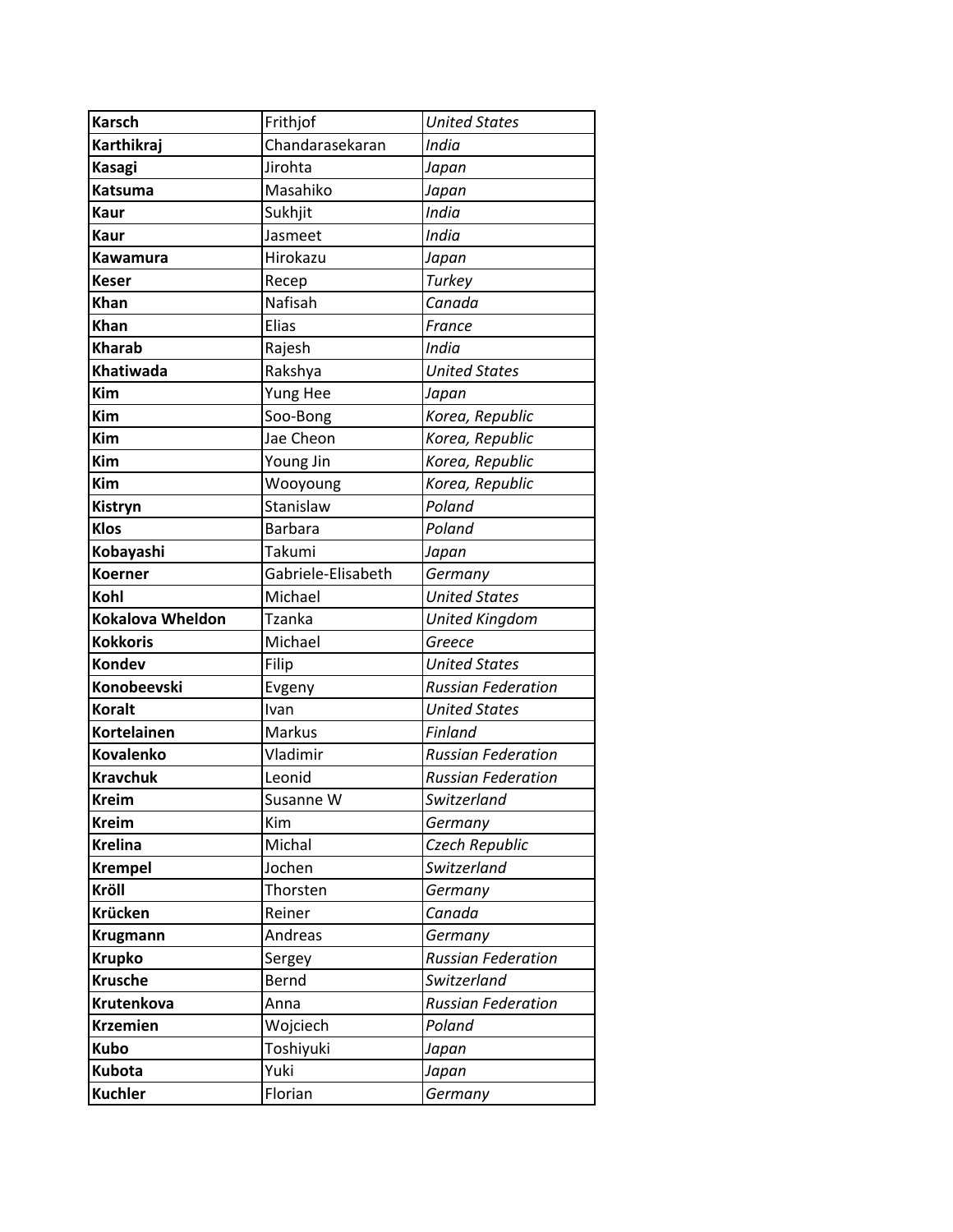| | | |
|---|---|---|
| **Karsch** | Frithjof | *United States* |
| **Karthikraj** | Chandarasekaran | *India* |
| **Kasagi** | Jirohta | *Japan* |
| **Katsuma** | Masahiko | *Japan* |
| **Kaur** | Sukhjit | *India* |
| **Kaur** | Jasmeet | *India* |
| **Kawamura** | Hirokazu | *Japan* |
| **Keser** | Recep | *Turkey* |
| **Khan** | Nafisah | *Canada* |
| **Khan** | Elias | *France* |
| **Kharab** | Rajesh | *India* |
| **Khatiwada** | Rakshya | *United States* |
| **Kim** | Yung Hee | *Japan* |
| **Kim** | Soo-Bong | *Korea, Republic* |
| **Kim** | Jae Cheon | *Korea, Republic* |
| **Kim** | Young Jin | *Korea, Republic* |
| **Kim** | Wooyoung | *Korea, Republic* |
| **Kistryn** | Stanislaw | *Poland* |
| **Klos** | Barbara | *Poland* |
| **Kobayashi** | Takumi | *Japan* |
| **Koerner** | Gabriele-Elisabeth | *Germany* |
| **Kohl** | Michael | *United States* |
| **Kokalova Wheldon** | Tzanka | *United Kingdom* |
| **Kokkoris** | Michael | *Greece* |
| **Kondev** | Filip | *United States* |
| **Konobeevski** | Evgeny | *Russian Federation* |
| **Koralt** | Ivan | *United States* |
| **Kortelainen** | Markus | *Finland* |
| **Kovalenko** | Vladimir | *Russian Federation* |
| **Kravchuk** | Leonid | *Russian Federation* |
| **Kreim** | Susanne W | *Switzerland* |
| **Kreim** | Kim | *Germany* |
| **Krelina** | Michal | *Czech Republic* |
| **Krempel** | Jochen | *Switzerland* |
| **Kröll** | Thorsten | *Germany* |
| **Krücken** | Reiner | *Canada* |
| **Krugmann** | Andreas | *Germany* |
| **Krupko** | Sergey | *Russian Federation* |
| **Krusche** | Bernd | *Switzerland* |
| **Krutenkova** | Anna | *Russian Federation* |
| **Krzemien** | Wojciech | *Poland* |
| **Kubo** | Toshiyuki | *Japan* |
| **Kubota** | Yuki | *Japan* |
| **Kuchler** | Florian | *Germany* |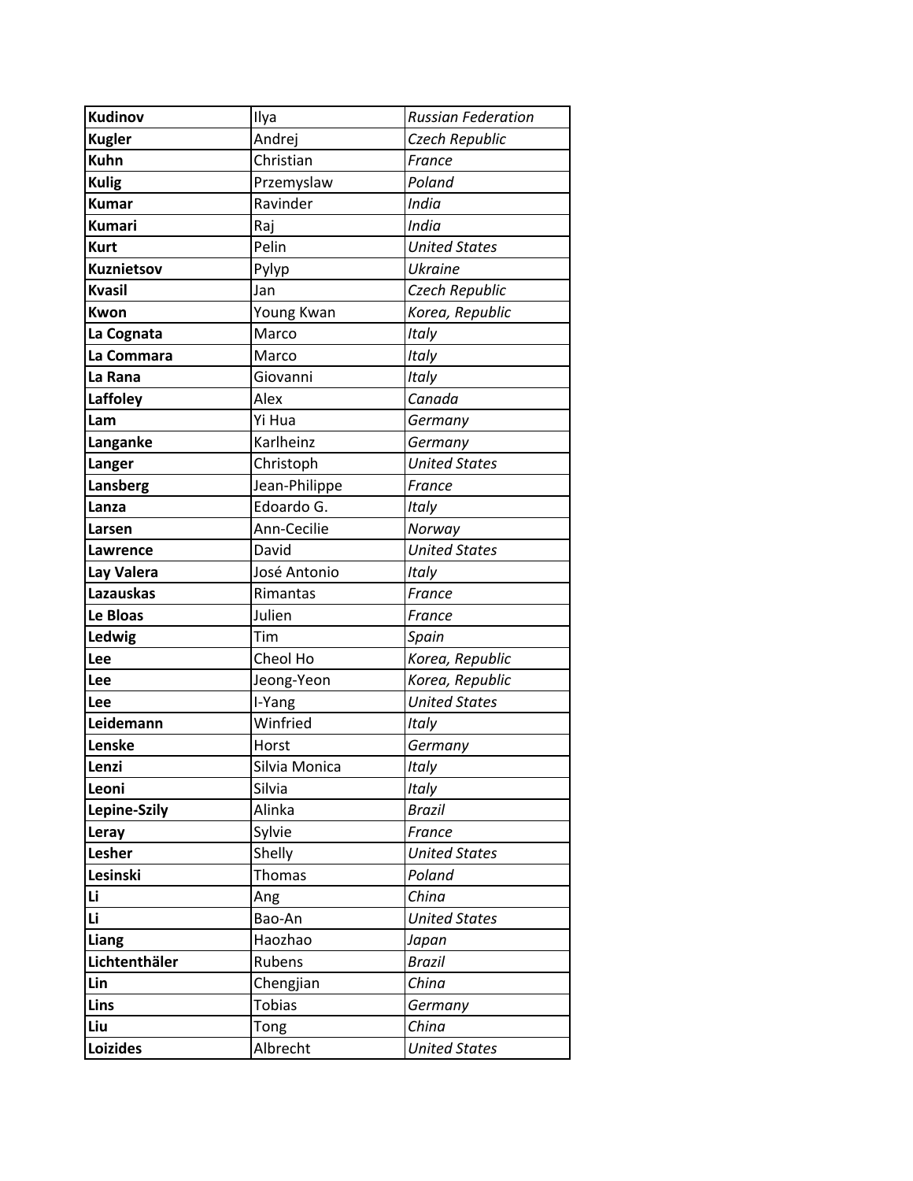| **Kudinov** | Ilya | *Russian Federation* |
|---|---|---|
| **Kugler** | Andrej | *Czech Republic* |
| **Kuhn** | Christian | *France* |
| **Kulig** | Przemyslaw | *Poland* |
| **Kumar** | Ravinder | *India* |
| **Kumari** | Raj | *India* |
| **Kurt** | Pelin | *United States* |
| **Kuznietsov** | Pylyp | *Ukraine* |
| **Kvasil** | Jan | *Czech Republic* |
| **Kwon** | Young Kwan | *Korea, Republic* |
| **La Cognata** | Marco | *Italy* |
| **La Commara** | Marco | *Italy* |
| **La Rana** | Giovanni | *Italy* |
| **Laffoley** | Alex | *Canada* |
| **Lam** | Yi Hua | *Germany* |
| **Langanke** | Karlheinz | *Germany* |
| **Langer** | Christoph | *United States* |
| **Lansberg** | Jean-Philippe | *France* |
| **Lanza** | Edoardo G. | *Italy* |
| **Larsen** | Ann-Cecilie | *Norway* |
| **Lawrence** | David | *United States* |
| **Lay Valera** | José Antonio | *Italy* |
| **Lazauskas** | Rimantas | *France* |
| **Le Bloas** | Julien | *France* |
| **Ledwig** | Tim | *Spain* |
| **Lee** | Cheol Ho | *Korea, Republic* |
| **Lee** | Jeong-Yeon | *Korea, Republic* |
| **Lee** | I-Yang | *United States* |
| **Leidemann** | Winfried | *Italy* |
| **Lenske** | Horst | *Germany* |
| **Lenzi** | Silvia Monica | *Italy* |
| **Leoni** | Silvia | *Italy* |
| **Lepine-Szily** | Alinka | *Brazil* |
| **Leray** | Sylvie | *France* |
| **Lesher** | Shelly | *United States* |
| **Lesinski** | Thomas | *Poland* |
| **Li** | Ang | *China* |
| **Li** | Bao-An | *United States* |
| **Liang** | Haozhao | *Japan* |
| **Lichtenthäler** | Rubens | *Brazil* |
| **Lin** | Chengjian | *China* |
| **Lins** | Tobias | *Germany* |
| **Liu** | Tong | *China* |
| **Loizides** | Albrecht | *United States* |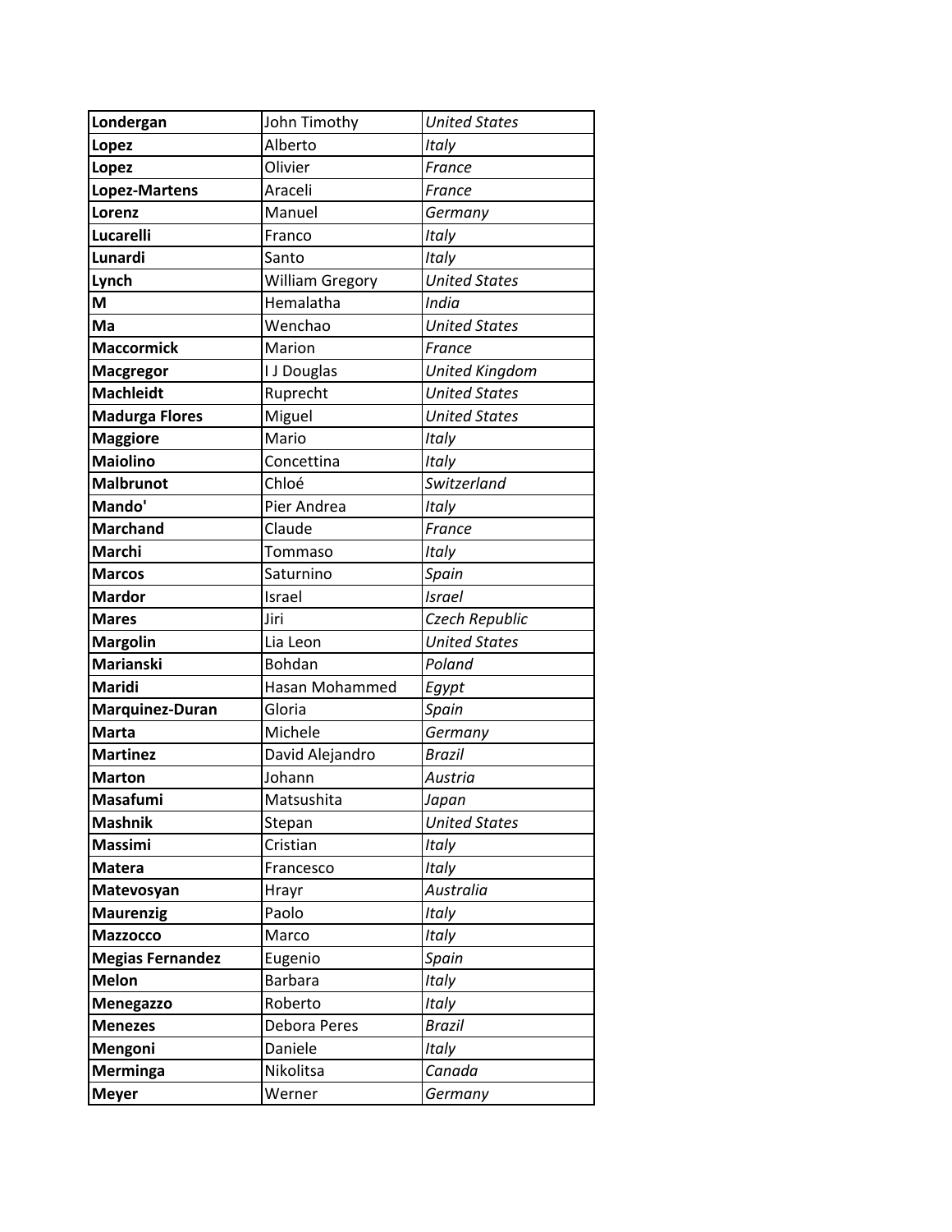| **Londergan** | John Timothy | *United States* |
|---|---|---|
| **Lopez** | Alberto | *Italy* |
| **Lopez** | Olivier | *France* |
| **Lopez-Martens** | Araceli | *France* |
| **Lorenz** | Manuel | *Germany* |
| **Lucarelli** | Franco | *Italy* |
| **Lunardi** | Santo | *Italy* |
| **Lynch** | William Gregory | *United States* |
| **M** | Hemalatha | *India* |
| **Ma** | Wenchao | *United States* |
| **Maccormick** | Marion | *France* |
| **Macgregor** | I J Douglas | *United Kingdom* |
| **Machleidt** | Ruprecht | *United States* |
| **Madurga Flores** | Miguel | *United States* |
| **Maggiore** | Mario | *Italy* |
| **Maiolino** | Concettina | *Italy* |
| **Malbrunot** | Chloé | *Switzerland* |
| **Mando'** | Pier Andrea | *Italy* |
| **Marchand** | Claude | *France* |
| **Marchi** | Tommaso | *Italy* |
| **Marcos** | Saturnino | *Spain* |
| **Mardor** | Israel | *Israel* |
| **Mares** | Jiri | *Czech Republic* |
| **Margolin** | Lia Leon | *United States* |
| **Marianski** | Bohdan | *Poland* |
| **Maridi** | Hasan Mohammed | *Egypt* |
| **Marquinez-Duran** | Gloria | *Spain* |
| **Marta** | Michele | *Germany* |
| **Martinez** | David Alejandro | *Brazil* |
| **Marton** | Johann | *Austria* |
| **Masafumi** | Matsushita | *Japan* |
| **Mashnik** | Stepan | *United States* |
| **Massimi** | Cristian | *Italy* |
| **Matera** | Francesco | *Italy* |
| **Matevosyan** | Hrayr | *Australia* |
| **Maurenzig** | Paolo | *Italy* |
| **Mazzocco** | Marco | *Italy* |
| **Megias Fernandez** | Eugenio | *Spain* |
| **Melon** | Barbara | *Italy* |
| **Menegazzo** | Roberto | *Italy* |
| **Menezes** | Debora Peres | *Brazil* |
| **Mengoni** | Daniele | *Italy* |
| **Merminga** | Nikolitsa | *Canada* |
| **Meyer** | Werner | *Germany* |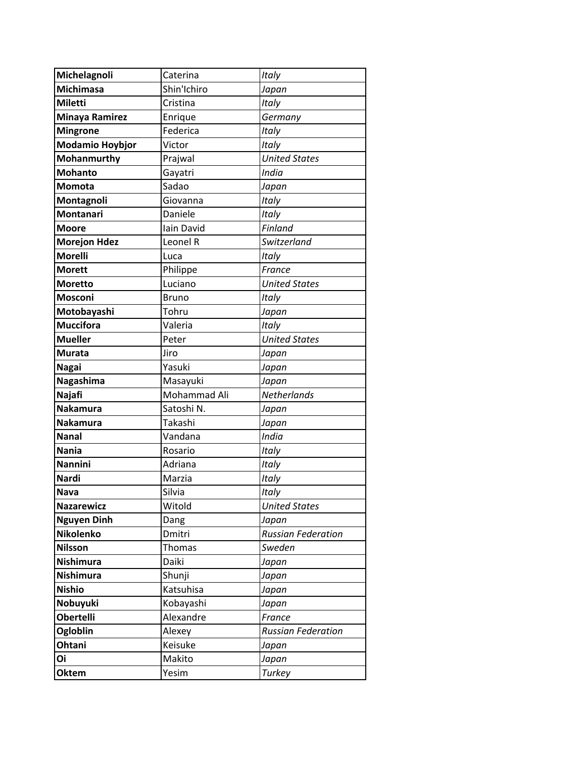| **Michelagnoli** | Caterina | *Italy* |
|---|---|---|
| **Michimasa** | Shin'Ichiro | *Japan* |
| **Miletti** | Cristina | *Italy* |
| **Minaya Ramirez** | Enrique | *Germany* |
| **Mingrone** | Federica | *Italy* |
| **Modamio Hoybjor** | Victor | *Italy* |
| **Mohanmurthy** | Prajwal | *United States* |
| **Mohanto** | Gayatri | *India* |
| **Momota** | Sadao | *Japan* |
| **Montagnoli** | Giovanna | *Italy* |
| **Montanari** | Daniele | *Italy* |
| **Moore** | Iain David | *Finland* |
| **Morejon Hdez** | Leonel R | *Switzerland* |
| **Morelli** | Luca | *Italy* |
| **Morett** | Philippe | *France* |
| **Moretto** | Luciano | *United States* |
| **Mosconi** | Bruno | *Italy* |
| **Motobayashi** | Tohru | *Japan* |
| **Muccifora** | Valeria | *Italy* |
| **Mueller** | Peter | *United States* |
| **Murata** | Jiro | *Japan* |
| **Nagai** | Yasuki | *Japan* |
| **Nagashima** | Masayuki | *Japan* |
| **Najafi** | Mohammad Ali | *Netherlands* |
| **Nakamura** | Satoshi N. | *Japan* |
| **Nakamura** | Takashi | *Japan* |
| **Nanal** | Vandana | *India* |
| **Nania** | Rosario | *Italy* |
| **Nannini** | Adriana | *Italy* |
| **Nardi** | Marzia | *Italy* |
| **Nava** | Silvia | *Italy* |
| **Nazarewicz** | Witold | *United States* |
| **Nguyen Dinh** | Dang | *Japan* |
| **Nikolenko** | Dmitri | *Russian Federation* |
| **Nilsson** | Thomas | *Sweden* |
| **Nishimura** | Daiki | *Japan* |
| **Nishimura** | Shunji | *Japan* |
| **Nishio** | Katsuhisa | *Japan* |
| **Nobuyuki** | Kobayashi | *Japan* |
| **Obertelli** | Alexandre | *France* |
| **Ogloblin** | Alexey | *Russian Federation* |
| **Ohtani** | Keisuke | *Japan* |
| **Oi** | Makito | *Japan* |
| **Oktem** | Yesim | *Turkey* |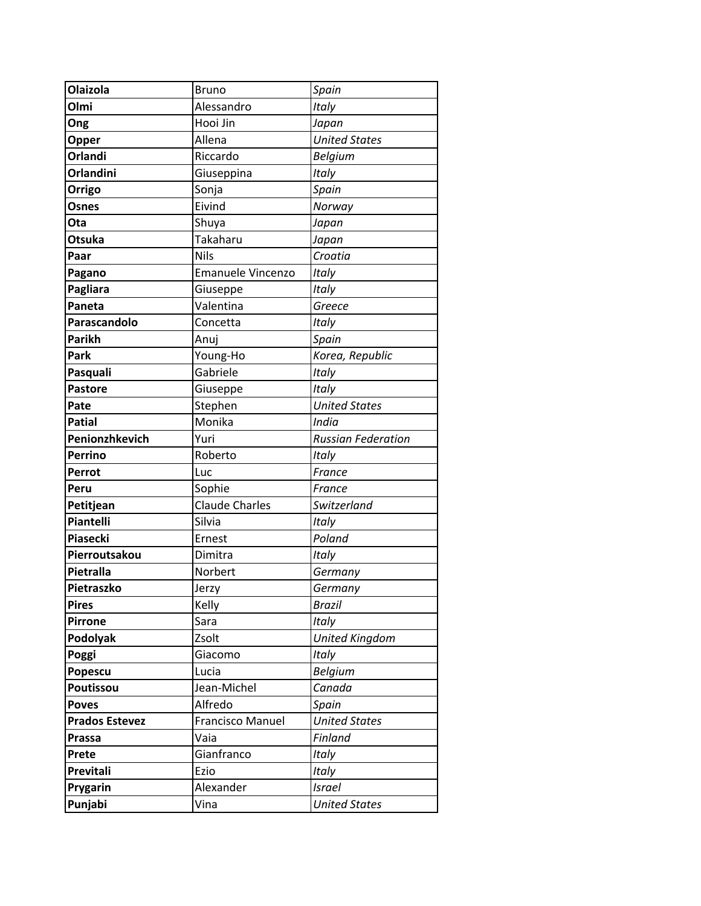| | | |
|---|---|---|
| **Olaizola** | Bruno | *Spain* |
| **Olmi** | Alessandro | *Italy* |
| **Ong** | Hooi Jin | *Japan* |
| **Opper** | Allena | *United States* |
| **Orlandi** | Riccardo | *Belgium* |
| **Orlandini** | Giuseppina | *Italy* |
| **Orrigo** | Sonja | *Spain* |
| **Osnes** | Eivind | *Norway* |
| **Ota** | Shuya | *Japan* |
| **Otsuka** | Takaharu | *Japan* |
| **Paar** | Nils | *Croatia* |
| **Pagano** | Emanuele Vincenzo | *Italy* |
| **Pagliara** | Giuseppe | *Italy* |
| **Paneta** | Valentina | *Greece* |
| **Parascandolo** | Concetta | *Italy* |
| **Parikh** | Anuj | *Spain* |
| **Park** | Young-Ho | *Korea, Republic* |
| **Pasquali** | Gabriele | *Italy* |
| **Pastore** | Giuseppe | *Italy* |
| **Pate** | Stephen | *United States* |
| **Patial** | Monika | *India* |
| **Penionzhkevich** | Yuri | *Russian Federation* |
| **Perrino** | Roberto | *Italy* |
| **Perrot** | Luc | *France* |
| **Peru** | Sophie | *France* |
| **Petitjean** | Claude Charles | *Switzerland* |
| **Piantelli** | Silvia | *Italy* |
| **Piasecki** | Ernest | *Poland* |
| **Pierroutsakou** | Dimitra | *Italy* |
| **Pietralla** | Norbert | *Germany* |
| **Pietraszko** | Jerzy | *Germany* |
| **Pires** | Kelly | *Brazil* |
| **Pirrone** | Sara | *Italy* |
| **Podolyak** | Zsolt | *United Kingdom* |
| **Poggi** | Giacomo | *Italy* |
| **Popescu** | Lucia | *Belgium* |
| **Poutissou** | Jean-Michel | *Canada* |
| **Poves** | Alfredo | *Spain* |
| **Prados Estevez** | Francisco Manuel | *United States* |
| **Prassa** | Vaia | *Finland* |
| **Prete** | Gianfranco | *Italy* |
| **Previtali** | Ezio | *Italy* |
| **Prygarin** | Alexander | *Israel* |
| **Punjabi** | Vina | *United States* |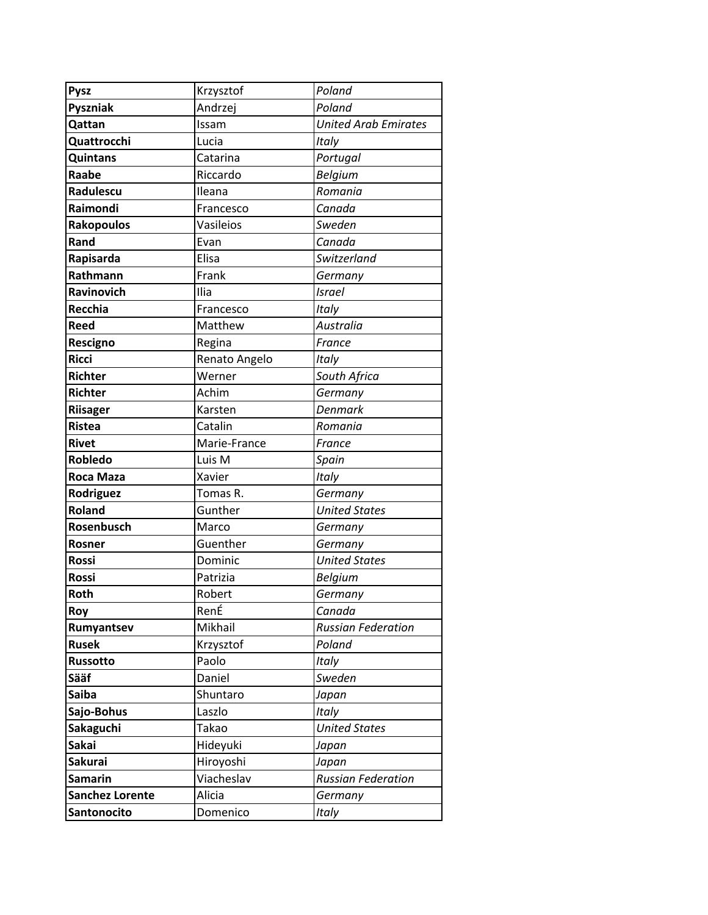| | | |
|---|---|---|
| **Pysz** | Krzysztof | *Poland* |
| **Pyszniak** | Andrzej | *Poland* |
| **Qattan** | Issam | *United Arab Emirates* |
| **Quattrocchi** | Lucia | *Italy* |
| **Quintans** | Catarina | *Portugal* |
| **Raabe** | Riccardo | *Belgium* |
| **Radulescu** | Ileana | *Romania* |
| **Raimondi** | Francesco | *Canada* |
| **Rakopoulos** | Vasileios | *Sweden* |
| **Rand** | Evan | *Canada* |
| **Rapisarda** | Elisa | *Switzerland* |
| **Rathmann** | Frank | *Germany* |
| **Ravinovich** | Ilia | *Israel* |
| **Recchia** | Francesco | *Italy* |
| **Reed** | Matthew | *Australia* |
| **Rescigno** | Regina | *France* |
| **Ricci** | Renato Angelo | *Italy* |
| **Richter** | Werner | *South Africa* |
| **Richter** | Achim | *Germany* |
| **Riisager** | Karsten | *Denmark* |
| **Ristea** | Catalin | *Romania* |
| **Rivet** | Marie-France | *France* |
| **Robledo** | Luis M | *Spain* |
| **Roca Maza** | Xavier | *Italy* |
| **Rodriguez** | Tomas R. | *Germany* |
| **Roland** | Gunther | *United States* |
| **Rosenbusch** | Marco | *Germany* |
| **Rosner** | Guenther | *Germany* |
| **Rossi** | Dominic | *United States* |
| **Rossi** | Patrizia | *Belgium* |
| **Roth** | Robert | *Germany* |
| **Roy** | RenÉ | *Canada* |
| **Rumyantsev** | Mikhail | *Russian Federation* |
| **Rusek** | Krzysztof | *Poland* |
| **Russotto** | Paolo | *Italy* |
| **Sääf** | Daniel | *Sweden* |
| **Saiba** | Shuntaro | *Japan* |
| **Sajo-Bohus** | Laszlo | *Italy* |
| **Sakaguchi** | Takao | *United States* |
| **Sakai** | Hideyuki | *Japan* |
| **Sakurai** | Hiroyoshi | *Japan* |
| **Samarin** | Viacheslav | *Russian Federation* |
| **Sanchez Lorente** | Alicia | *Germany* |
| **Santonocito** | Domenico | *Italy* |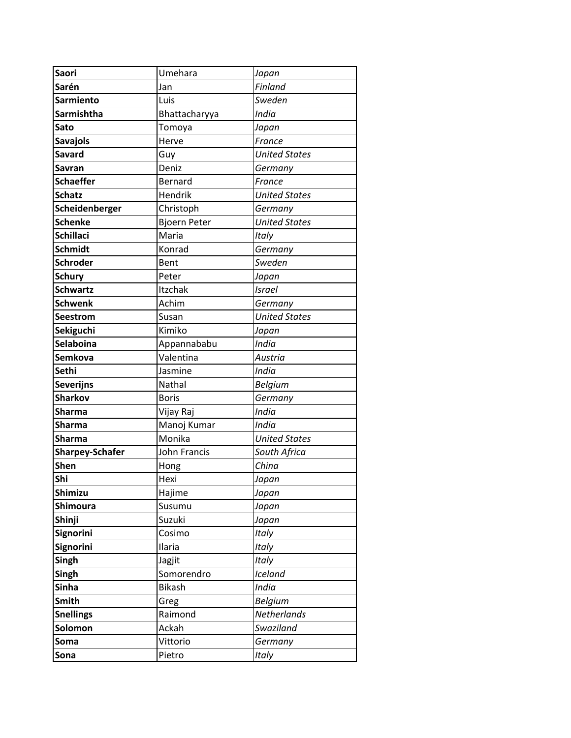| **Saori** | Umehara | *Japan* |
|---|---|---|
| **Sarén** | Jan | *Finland* |
| **Sarmiento** | Luis | *Sweden* |
| **Sarmishtha** | Bhattacharyya | *India* |
| **Sato** | Tomoya | *Japan* |
| **Savajols** | Herve | *France* |
| **Savard** | Guy | *United States* |
| **Savran** | Deniz | *Germany* |
| **Schaeffer** | Bernard | *France* |
| **Schatz** | Hendrik | *United States* |
| **Scheidenberger** | Christoph | *Germany* |
| **Schenke** | Bjoern Peter | *United States* |
| **Schillaci** | Maria | *Italy* |
| **Schmidt** | Konrad | *Germany* |
| **Schroder** | Bent | *Sweden* |
| **Schury** | Peter | *Japan* |
| **Schwartz** | Itzchak | *Israel* |
| **Schwenk** | Achim | *Germany* |
| **Seestrom** | Susan | *United States* |
| **Sekiguchi** | Kimiko | *Japan* |
| **Selaboina** | Appannababu | *India* |
| **Semkova** | Valentina | *Austria* |
| **Sethi** | Jasmine | *India* |
| **Severijns** | Nathal | *Belgium* |
| **Sharkov** | Boris | *Germany* |
| **Sharma** | Vijay Raj | *India* |
| **Sharma** | Manoj Kumar | *India* |
| **Sharma** | Monika | *United States* |
| **Sharpey-Schafer** | John Francis | *South Africa* |
| **Shen** | Hong | *China* |
| **Shi** | Hexi | *Japan* |
| **Shimizu** | Hajime | *Japan* |
| **Shimoura** | Susumu | *Japan* |
| **Shinji** | Suzuki | *Japan* |
| **Signorini** | Cosimo | *Italy* |
| **Signorini** | Ilaria | *Italy* |
| **Singh** | Jagjit | *Italy* |
| **Singh** | Somorendro | *Iceland* |
| **Sinha** | Bikash | *India* |
| **Smith** | Greg | *Belgium* |
| **Snellings** | Raimond | *Netherlands* |
| **Solomon** | Ackah | *Swaziland* |
| **Soma** | Vittorio | *Germany* |
| **Sona** | Pietro | *Italy* |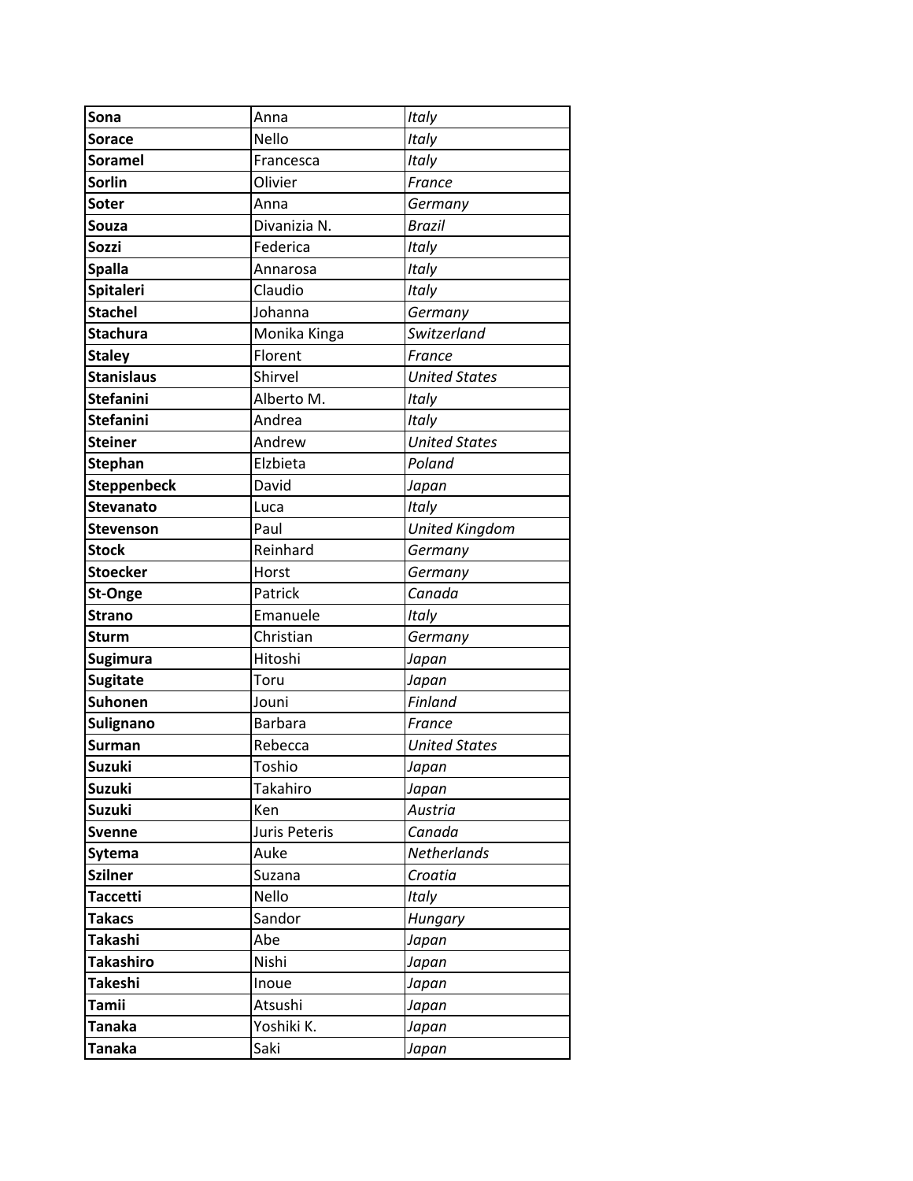| | | |
|---|---|---|
| **Sona** | Anna | *Italy* |
| **Sorace** | Nello | *Italy* |
| **Soramel** | Francesca | *Italy* |
| **Sorlin** | Olivier | *France* |
| **Soter** | Anna | *Germany* |
| **Souza** | Divanizia N. | *Brazil* |
| **Sozzi** | Federica | *Italy* |
| **Spalla** | Annarosa | *Italy* |
| **Spitaleri** | Claudio | *Italy* |
| **Stachel** | Johanna | *Germany* |
| **Stachura** | Monika Kinga | *Switzerland* |
| **Staley** | Florent | *France* |
| **Stanislaus** | Shirvel | *United States* |
| **Stefanini** | Alberto M. | *Italy* |
| **Stefanini** | Andrea | *Italy* |
| **Steiner** | Andrew | *United States* |
| **Stephan** | Elzbieta | *Poland* |
| **Steppenbeck** | David | *Japan* |
| **Stevanato** | Luca | *Italy* |
| **Stevenson** | Paul | *United Kingdom* |
| **Stock** | Reinhard | *Germany* |
| **Stoecker** | Horst | *Germany* |
| **St-Onge** | Patrick | *Canada* |
| **Strano** | Emanuele | *Italy* |
| **Sturm** | Christian | *Germany* |
| **Sugimura** | Hitoshi | *Japan* |
| **Sugitate** | Toru | *Japan* |
| **Suhonen** | Jouni | *Finland* |
| **Sulignano** | Barbara | *France* |
| **Surman** | Rebecca | *United States* |
| **Suzuki** | Toshio | *Japan* |
| **Suzuki** | Takahiro | *Japan* |
| **Suzuki** | Ken | *Austria* |
| **Svenne** | Juris Peteris | *Canada* |
| **Sytema** | Auke | *Netherlands* |
| **Szilner** | Suzana | *Croatia* |
| **Taccetti** | Nello | *Italy* |
| **Takacs** | Sandor | *Hungary* |
| **Takashi** | Abe | *Japan* |
| **Takashiro** | Nishi | *Japan* |
| **Takeshi** | Inoue | *Japan* |
| **Tamii** | Atsushi | *Japan* |
| **Tanaka** | Yoshiki K. | *Japan* |
| **Tanaka** | Saki | *Japan* |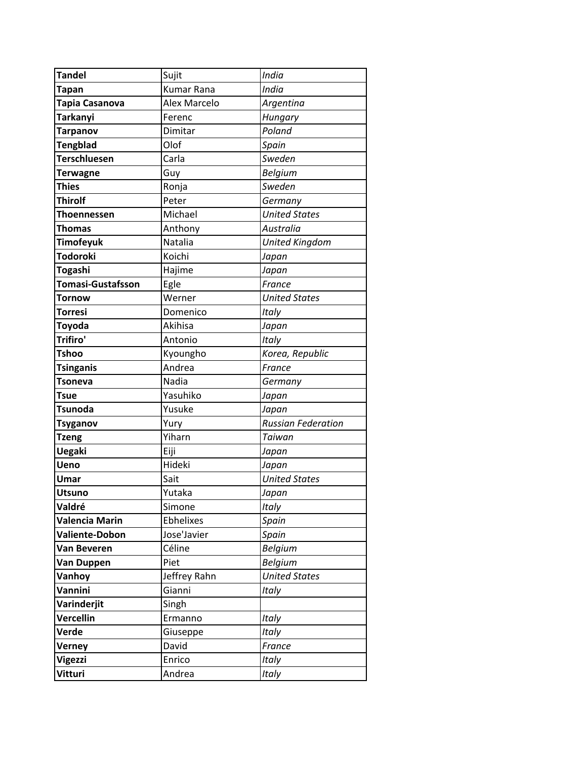| **Tandel** | Sujit | *India* |
|---|---|---|
| **Tapan** | Kumar Rana | *India* |
| **Tapia Casanova** | Alex Marcelo | *Argentina* |
| **Tarkanyi** | Ferenc | *Hungary* |
| **Tarpanov** | Dimitar | *Poland* |
| **Tengblad** | Olof | *Spain* |
| **Terschluesen** | Carla | *Sweden* |
| **Terwagne** | Guy | *Belgium* |
| **Thies** | Ronja | *Sweden* |
| **Thirolf** | Peter | *Germany* |
| **Thoennessen** | Michael | *United States* |
| **Thomas** | Anthony | *Australia* |
| **Timofeyuk** | Natalia | *United Kingdom* |
| **Todoroki** | Koichi | *Japan* |
| **Togashi** | Hajime | *Japan* |
| **Tomasi-Gustafsson** | Egle | *France* |
| **Tornow** | Werner | *United States* |
| **Torresi** | Domenico | *Italy* |
| **Toyoda** | Akihisa | *Japan* |
| **Trifiro'** | Antonio | *Italy* |
| **Tshoo** | Kyoungho | *Korea, Republic* |
| **Tsinganis** | Andrea | *France* |
| **Tsoneva** | Nadia | *Germany* |
| **Tsue** | Yasuhiko | *Japan* |
| **Tsunoda** | Yusuke | *Japan* |
| **Tsyganov** | Yury | *Russian Federation* |
| **Tzeng** | Yiharn | *Taiwan* |
| **Uegaki** | Eiji | *Japan* |
| **Ueno** | Hideki | *Japan* |
| **Umar** | Sait | *United States* |
| **Utsuno** | Yutaka | *Japan* |
| **Valdré** | Simone | *Italy* |
| **Valencia Marin** | Ebhelixes | *Spain* |
| **Valiente-Dobon** | Jose'Javier | *Spain* |
| **Van Beveren** | Céline | *Belgium* |
| **Van Duppen** | Piet | *Belgium* |
| **Vanhoy** | Jeffrey Rahn | *United States* |
| **Vannini** | Gianni | *Italy* |
| **Varinderjit** | Singh | |
| **Vercellin** | Ermanno | *Italy* |
| **Verde** | Giuseppe | *Italy* |
| **Verney** | David | *France* |
| **Vigezzi** | Enrico | *Italy* |
| **Vitturi** | Andrea | *Italy* |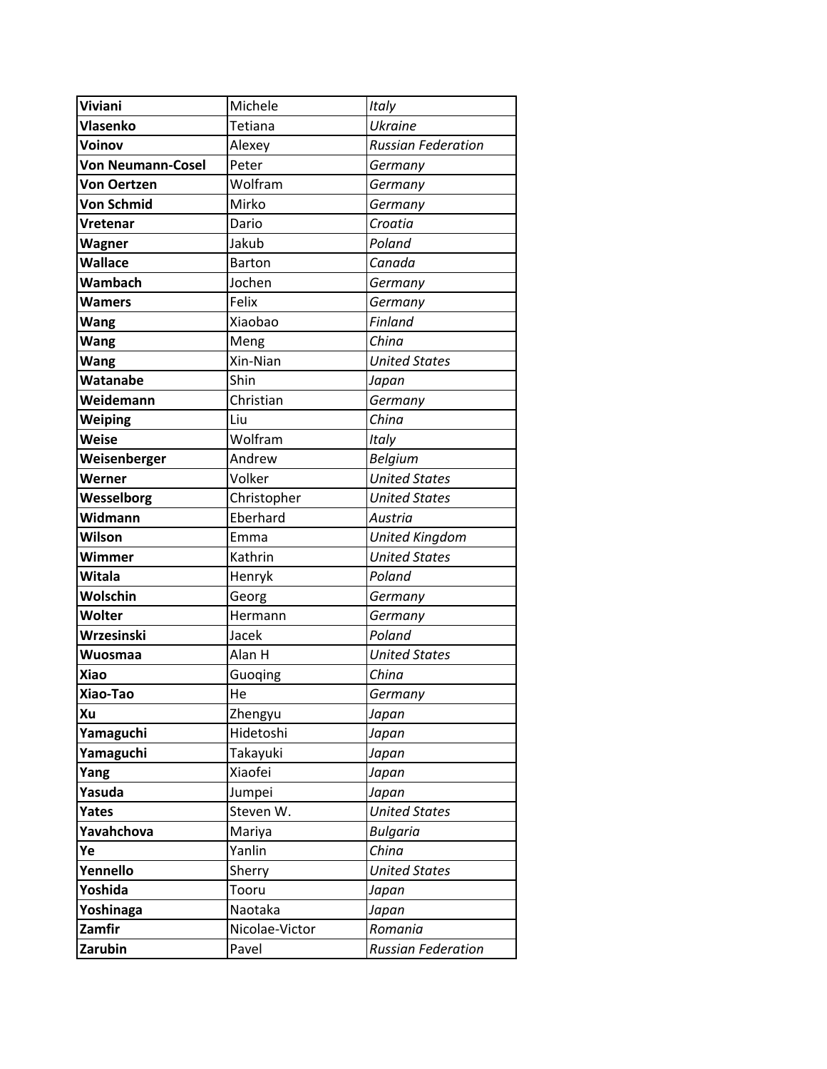| **Viviani** | Michele | *Italy* |
|---|---|---|
| **Vlasenko** | Tetiana | *Ukraine* |
| **Voinov** | Alexey | *Russian Federation* |
| **Von Neumann-Cosel** | Peter | *Germany* |
| **Von Oertzen** | Wolfram | *Germany* |
| **Von Schmid** | Mirko | *Germany* |
| **Vretenar** | Dario | *Croatia* |
| **Wagner** | Jakub | *Poland* |
| **Wallace** | Barton | *Canada* |
| **Wambach** | Jochen | *Germany* |
| **Wamers** | Felix | *Germany* |
| **Wang** | Xiaobao | *Finland* |
| **Wang** | Meng | *China* |
| **Wang** | Xin-Nian | *United States* |
| **Watanabe** | Shin | *Japan* |
| **Weidemann** | Christian | *Germany* |
| **Weiping** | Liu | *China* |
| **Weise** | Wolfram | *Italy* |
| **Weisenberger** | Andrew | *Belgium* |
| **Werner** | Volker | *United States* |
| **Wesselborg** | Christopher | *United States* |
| **Widmann** | Eberhard | *Austria* |
| **Wilson** | Emma | *United Kingdom* |
| **Wimmer** | Kathrin | *United States* |
| **Witala** | Henryk | *Poland* |
| **Wolschin** | Georg | *Germany* |
| **Wolter** | Hermann | *Germany* |
| **Wrzesinski** | Jacek | *Poland* |
| **Wuosmaa** | Alan H | *United States* |
| **Xiao** | Guoqing | *China* |
| **Xiao-Tao** | He | *Germany* |
| **Xu** | Zhengyu | *Japan* |
| **Yamaguchi** | Hidetoshi | *Japan* |
| **Yamaguchi** | Takayuki | *Japan* |
| **Yang** | Xiaofei | *Japan* |
| **Yasuda** | Jumpei | *Japan* |
| **Yates** | Steven W. | *United States* |
| **Yavahchova** | Mariya | *Bulgaria* |
| **Ye** | Yanlin | *China* |
| **Yennello** | Sherry | *United States* |
| **Yoshida** | Tooru | *Japan* |
| **Yoshinaga** | Naotaka | *Japan* |
| **Zamfir** | Nicolae-Victor | *Romania* |
| **Zarubin** | Pavel | *Russian Federation* |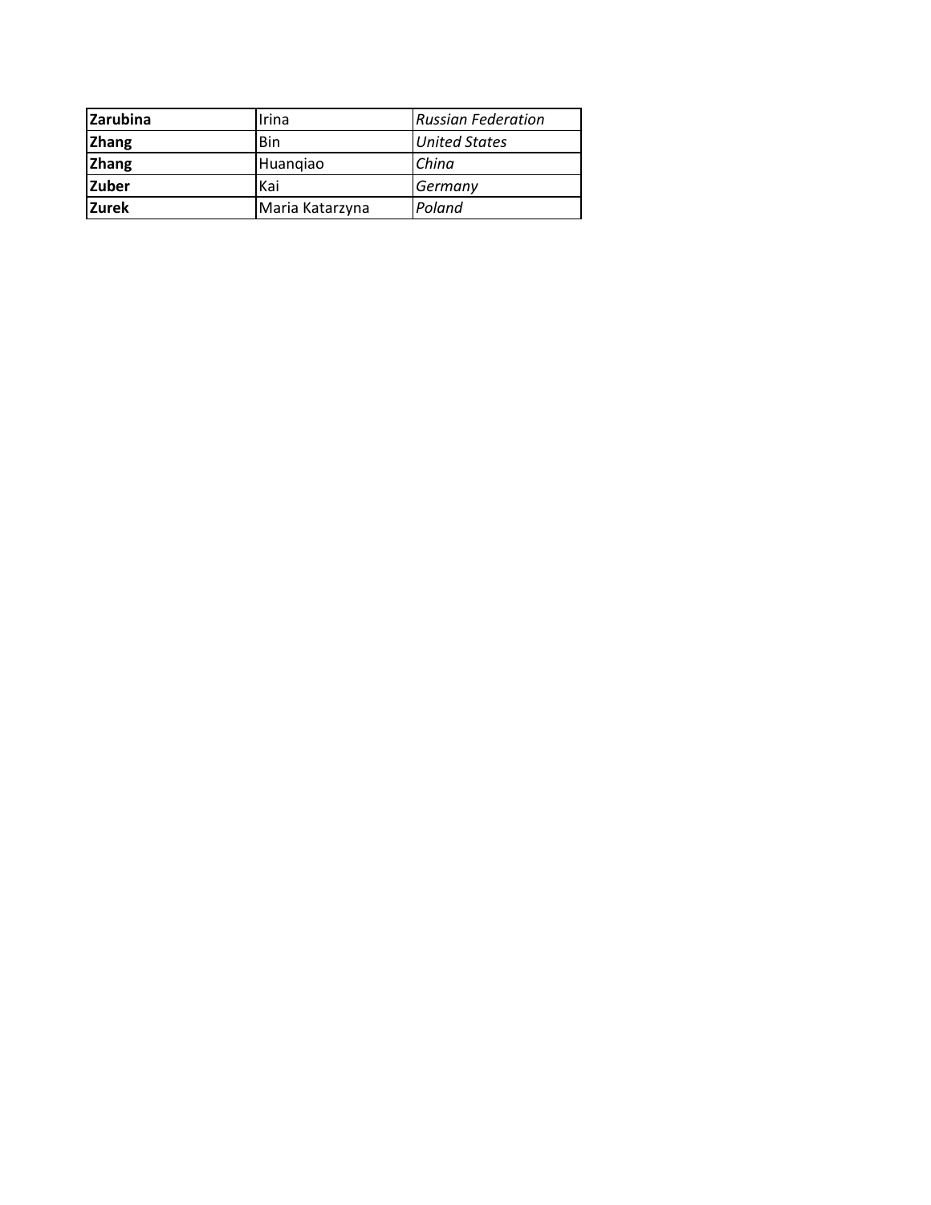| | | |
|---|---|---|
| **Zarubina** | Irina | *Russian Federation* |
| **Zhang** | Bin | *United States* |
| **Zhang** | Huanqiao | *China* |
| **Zuber** | Kai | *Germany* |
| **Zurek** | Maria Katarzyna | *Poland* |